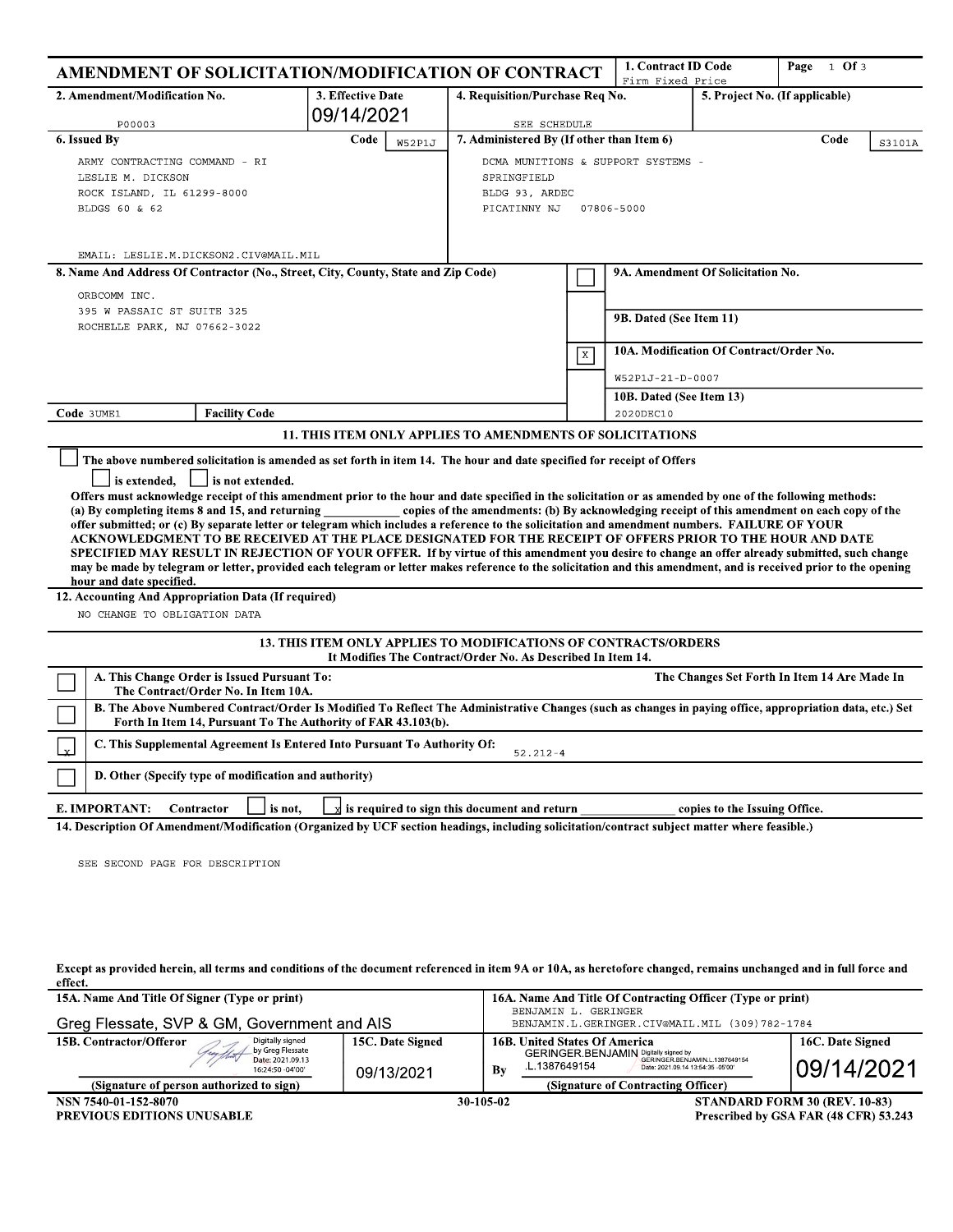# AMENDMENT OF SOLICITATION/MODIFICATION OF CONTRACT

| 1. Contract ID Code | Page |
|---|---|
| Firm Fixed Price | 1 Of 3 |

| 2. Amendment/Modification No. | 3. Effective Date | 4. Requisition/Purchase Req No. | 5. Project No. (If applicable) |
|---|---|---|---|
| P00003 | 09/14/2021 | SEE SCHEDULE | |

**6. Issued By** Code W52P1J

ARMY CONTRACTING COMMAND - RI
LESLIE M. DICKSON
ROCK ISLAND, IL 61299-8000
BLDGS 60 & 62

EMAIL: LESLIE.M.DICKSON2.CIV@MAIL.MIL

**7. Administered By (If other than Item 6)** Code S3101A

DCMA MUNITIONS & SUPPORT SYSTEMS -
SPRINGFIELD
BLDG 93, ARDEC
PICATINNY NJ 07806-5000

**8. Name And Address Of Contractor (No., Street, City, County, State and Zip Code)**

ORBCOMM INC.
395 W PASSAIC ST SUITE 325
ROCHELLE PARK, NJ 07662-3022

Code 3UME1 Facility Code

☐ **9A. Amendment Of Solicitation No.**

**9B. Dated (See Item 11)**

☒ **10A. Modification Of Contract/Order No.**

W52P1J-21-D-0007

**10B. Dated (See Item 13)**

2020DEC10

## 11. THIS ITEM ONLY APPLIES TO AMENDMENTS OF SOLICITATIONS

☐ The above numbered solicitation is amended as set forth in item 14. The hour and date specified for receipt of Offers ☐ is extended, ☐ is not extended.

Offers must acknowledge receipt of this amendment prior to the hour and date specified in the solicitation or as amended by one of the following methods: (a) By completing items 8 and 15, and returning ____________ copies of the amendments: (b) By acknowledging receipt of this amendment on each copy of the offer submitted; or (c) By separate letter or telegram which includes a reference to the solicitation and amendment numbers. FAILURE OF YOUR ACKNOWLEDGMENT TO BE RECEIVED AT THE PLACE DESIGNATED FOR THE RECEIPT OF OFFERS PRIOR TO THE HOUR AND DATE SPECIFIED MAY RESULT IN REJECTION OF YOUR OFFER. If by virtue of this amendment you desire to change an offer already submitted, such change may be made by telegram or letter, provided each telegram or letter makes reference to the solicitation and this amendment, and is received prior to the opening hour and date specified.

**12. Accounting And Appropriation Data (If required)**

NO CHANGE TO OBLIGATION DATA

## 13. THIS ITEM ONLY APPLIES TO MODIFICATIONS OF CONTRACTS/ORDERS
It Modifies The Contract/Order No. As Described In Item 14.

☐ **A. This Change Order is Issued Pursuant To:** The Changes Set Forth In Item 14 Are Made In The Contract/Order No. In Item 10A.

☐ **B. The Above Numbered Contract/Order Is Modified To Reflect The Administrative Changes (such as changes in paying office, appropriation data, etc.) Set Forth In Item 14, Pursuant To The Authority of FAR 43.103(b).**

☒ **C. This Supplemental Agreement Is Entered Into Pursuant To Authority Of:** 52.212-4

☐ **D. Other (Specify type of modification and authority)**

**E. IMPORTANT:** Contractor ☐ is not, ☒ is required to sign this document and return ______________ copies to the Issuing Office.

**14. Description Of Amendment/Modification (Organized by UCF section headings, including solicitation/contract subject matter where feasible.)**

SEE SECOND PAGE FOR DESCRIPTION

Except as provided herein, all terms and conditions of the document referenced in item 9A or 10A, as heretofore changed, remains unchanged and in full force and effect.

| 15A. Name And Title Of Signer (Type or print) | | 16A. Name And Title Of Contracting Officer (Type or print) | |
|---|---|---|---|
| Greg Flessate, SVP & GM, Government and AIS | | BENJAMIN L. GERINGER<br>BENJAMIN.L.GERINGER.CIV@MAIL.MIL (309)782-1784 | |
| **15B. Contractor/Offeror** | **15C. Date Signed** | **16B. United States Of America** | **16C. Date Signed** |
| Digitally signed by Greg Flessate Date: 2021.09.13 16:24:50 -04'00' | 09/13/2021 | By GERINGER.BENJAMIN.L.1387649154 Digitally signed by GERINGER.BENJAMIN.L.1387649154 Date: 2021.09.14 13:54:35 -05'00' | 09/14/2021 |
| (Signature of person authorized to sign) | | (Signature of Contracting Officer) | |

NSN 7540-01-152-8070 30-105-02 STANDARD FORM 30 (REV. 10-83)
PREVIOUS EDITIONS UNUSABLE Prescribed by GSA FAR (48 CFR) 53.243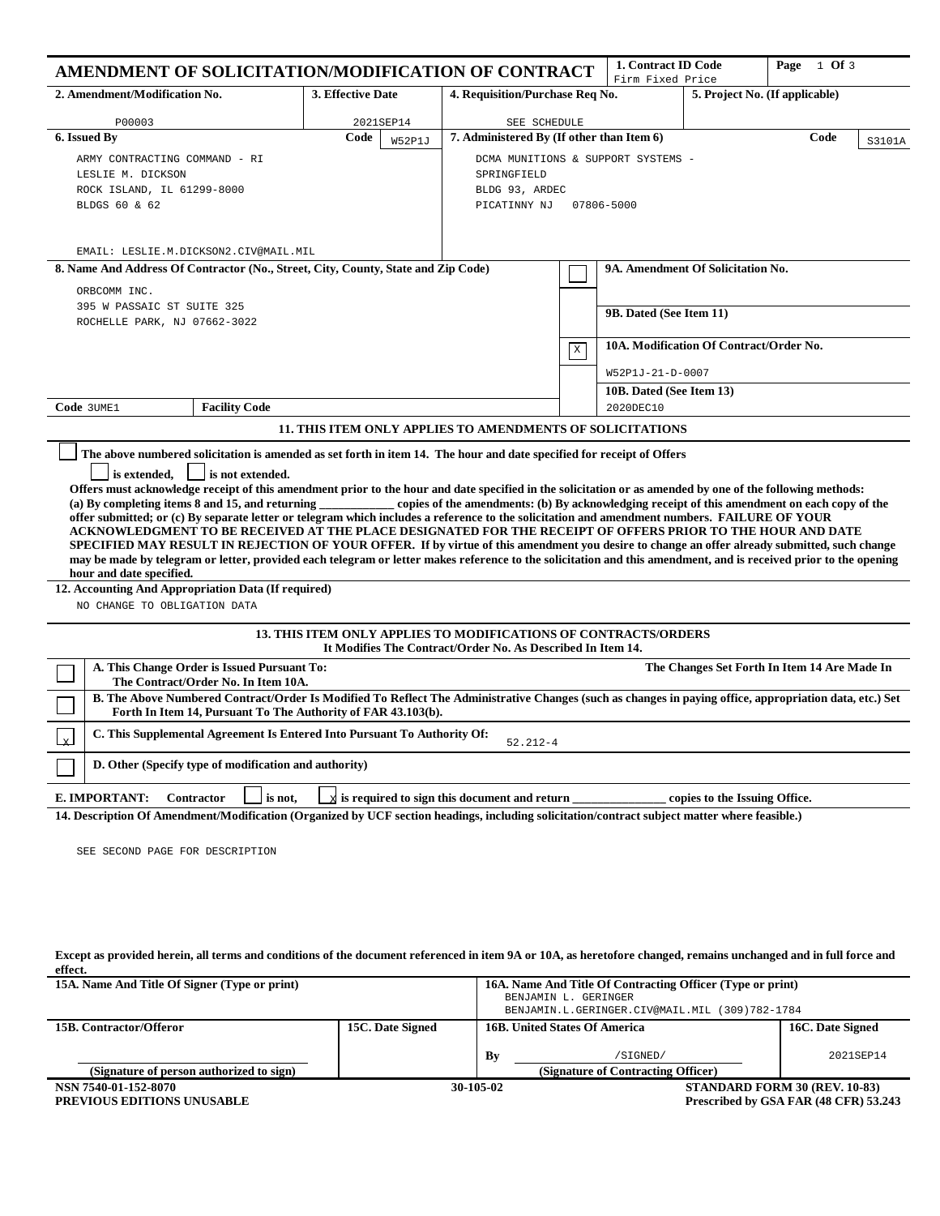# AMENDMENT OF SOLICITATION/MODIFICATION OF CONTRACT

| 1. Contract ID Code | Page |
|---|---|
| Firm Fixed Price | 1 Of 3 |

| 2. Amendment/Modification No. | 3. Effective Date | 4. Requisition/Purchase Req No. | 5. Project No. (If applicable) |
|---|---|---|---|
| P00003 | 2021SEP14 | SEE SCHEDULE | |

**6. Issued By** Code W52P1J

ARMY CONTRACTING COMMAND - RI
LESLIE M. DICKSON
ROCK ISLAND, IL 61299-8000
BLDGS 60 & 62

EMAIL: LESLIE.M.DICKSON2.CIV@MAIL.MIL

**7. Administered By (If other than Item 6)** Code S3101A

DCMA MUNITIONS & SUPPORT SYSTEMS -
SPRINGFIELD
BLDG 93, ARDEC
PICATINNY NJ 07806-5000

**8. Name And Address Of Contractor (No., Street, City, County, State and Zip Code)**

ORBCOMM INC.
395 W PASSAIC ST SUITE 325
ROCHELLE PARK, NJ 07662-3022

Code 3UME1 | Facility Code

☐ **9A. Amendment Of Solicitation No.**

**9B. Dated (See Item 11)**

☒ **10A. Modification Of Contract/Order No.**

W52P1J-21-D-0007

**10B. Dated (See Item 13)**

2020DEC10

**11. THIS ITEM ONLY APPLIES TO AMENDMENTS OF SOLICITATIONS**

☐ The above numbered solicitation is amended as set forth in item 14. The hour and date specified for receipt of Offers ☐ is extended, ☐ is not extended.

Offers must acknowledge receipt of this amendment prior to the hour and date specified in the solicitation or as amended by one of the following methods: (a) By completing items 8 and 15, and returning ____________ copies of the amendments: (b) By acknowledging receipt of this amendment on each copy of the offer submitted; or (c) By separate letter or telegram which includes a reference to the solicitation and amendment numbers. FAILURE OF YOUR ACKNOWLEDGMENT TO BE RECEIVED AT THE PLACE DESIGNATED FOR THE RECEIPT OF OFFERS PRIOR TO THE HOUR AND DATE SPECIFIED MAY RESULT IN REJECTION OF YOUR OFFER. If by virtue of this amendment you desire to change an offer already submitted, such change may be made by telegram or letter, provided each telegram or letter makes reference to the solicitation and this amendment, and is received prior to the opening hour and date specified.

**12. Accounting And Appropriation Data (If required)**

NO CHANGE TO OBLIGATION DATA

**13. THIS ITEM ONLY APPLIES TO MODIFICATIONS OF CONTRACTS/ORDERS**
**It Modifies The Contract/Order No. As Described In Item 14.**

☐ **A. This Change Order is Issued Pursuant To:** The Changes Set Forth In Item 14 Are Made In The Contract/Order No. In Item 10A.

☐ **B. The Above Numbered Contract/Order Is Modified To Reflect The Administrative Changes (such as changes in paying office, appropriation data, etc.) Set Forth In Item 14, Pursuant To The Authority of FAR 43.103(b).**

☒ **C. This Supplemental Agreement Is Entered Into Pursuant To Authority Of:** 52.212-4

☐ **D. Other (Specify type of modification and authority)**

**E. IMPORTANT:** Contractor ☐ is not, ☒ is required to sign this document and return ______________ copies to the Issuing Office.

**14. Description Of Amendment/Modification (Organized by UCF section headings, including solicitation/contract subject matter where feasible.)**

SEE SECOND PAGE FOR DESCRIPTION

Except as provided herein, all terms and conditions of the document referenced in item 9A or 10A, as heretofore changed, remains unchanged and in full force and effect.

| 15A. Name And Title Of Signer (Type or print) | | 16A. Name And Title Of Contracting Officer (Type or print) | |
|---|---|---|---|
| | | BENJAMIN L. GERINGER<br>BENJAMIN.L.GERINGER.CIV@MAIL.MIL (309)782-1784 | |
| **15B. Contractor/Offeror** | **15C. Date Signed** | **16B. United States Of America** | **16C. Date Signed** |
| (Signature of person authorized to sign) | | By /SIGNED/<br>(Signature of Contracting Officer) | 2021SEP14 |

NSN 7540-01-152-8070
PREVIOUS EDITIONS UNUSABLE

30-105-02

STANDARD FORM 30 (REV. 10-83)
Prescribed by GSA FAR (48 CFR) 53.243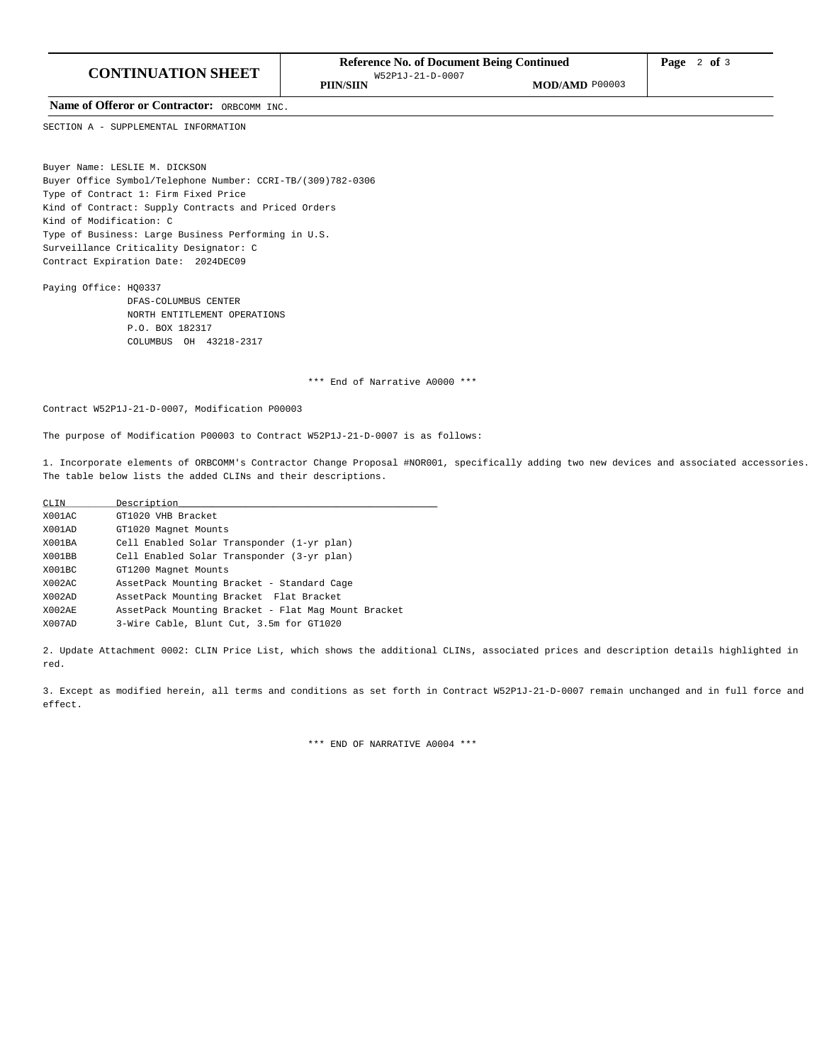**CONTINUATION SHEET**

**Reference No. of Document Being Continued**
**PIIN/SIIN** W52P1J-21-D-0007 **MOD/AMD** P00003

**Name of Offeror or Contractor:** ORBCOMM INC.

SECTION A - SUPPLEMENTAL INFORMATION

Buyer Name: LESLIE M. DICKSON
Buyer Office Symbol/Telephone Number: CCRI-TB/(309)782-0306
Type of Contract 1: Firm Fixed Price
Kind of Contract: Supply Contracts and Priced Orders
Kind of Modification: C
Type of Business: Large Business Performing in U.S.
Surveillance Criticality Designator: C
Contract Expiration Date: 2024DEC09

Paying Office: HQ0337
DFAS-COLUMBUS CENTER
NORTH ENTITLEMENT OPERATIONS
P.O. BOX 182317
COLUMBUS OH 43218-2317

*** End of Narrative A0000 ***

Contract W52P1J-21-D-0007, Modification P00003

The purpose of Modification P00003 to Contract W52P1J-21-D-0007 is as follows:

1. Incorporate elements of ORBCOMM's Contractor Change Proposal #NOR001, specifically adding two new devices and associated accessories. The table below lists the added CLINs and their descriptions.

| CLIN | Description |
|---|---|
| X001AC | GT1020 VHB Bracket |
| X001AD | GT1020 Magnet Mounts |
| X001BA | Cell Enabled Solar Transponder (1-yr plan) |
| X001BB | Cell Enabled Solar Transponder (3-yr plan) |
| X001BC | GT1200 Magnet Mounts |
| X002AC | AssetPack Mounting Bracket - Standard Cage |
| X002AD | AssetPack Mounting Bracket Flat Bracket |
| X002AE | AssetPack Mounting Bracket - Flat Mag Mount Bracket |
| X007AD | 3-Wire Cable, Blunt Cut, 3.5m for GT1020 |

2. Update Attachment 0002: CLIN Price List, which shows the additional CLINs, associated prices and description details highlighted in red.

3. Except as modified herein, all terms and conditions as set forth in Contract W52P1J-21-D-0007 remain unchanged and in full force and effect.

*** END OF NARRATIVE A0004 ***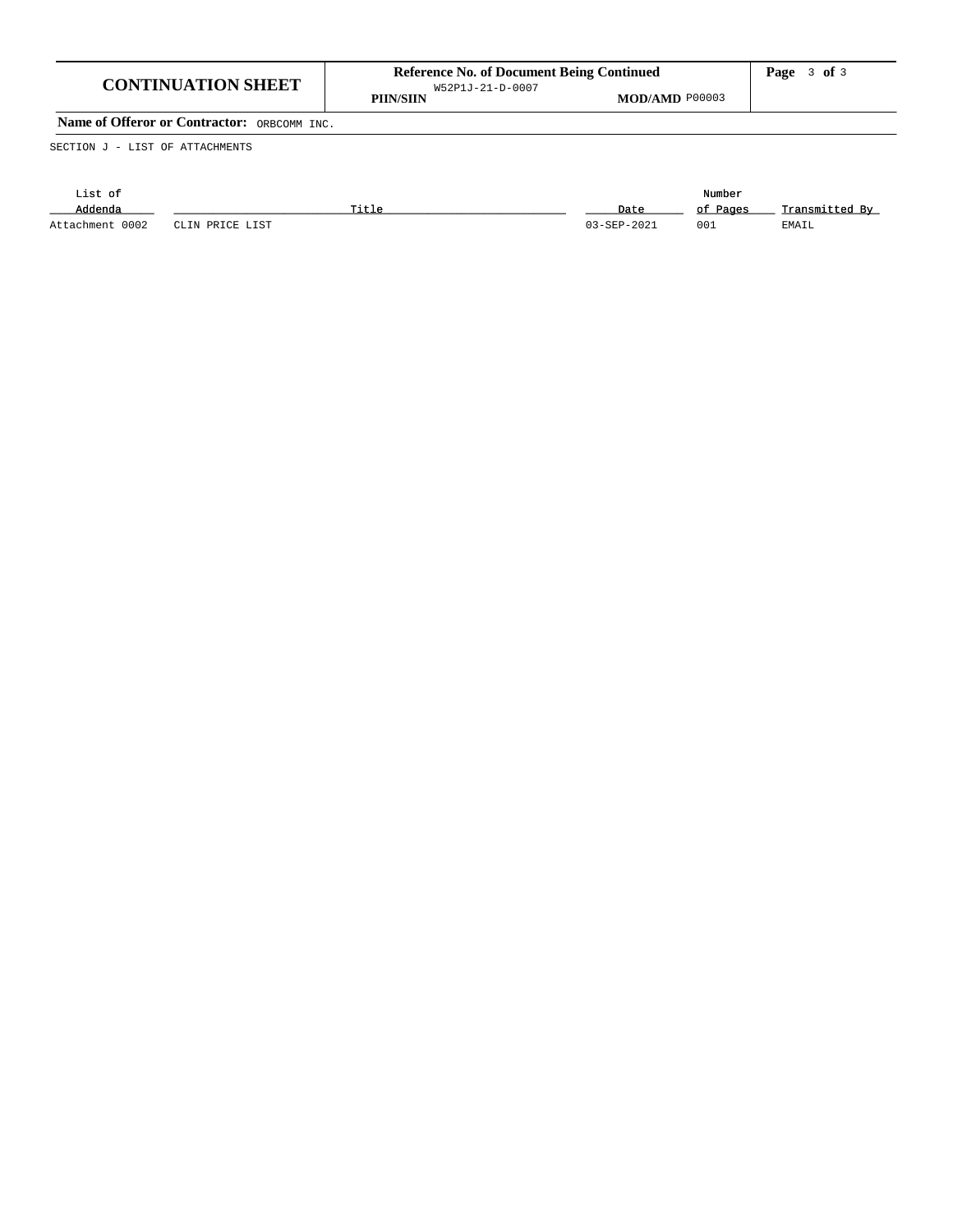# CONTINUATION SHEET

**Reference No. of Document Being Continued**

**PIIN/SIIN** W52P1J-21-D-0007 **MOD/AMD** P00003

**Name of Offeror or Contractor:** ORBCOMM INC.

SECTION J - LIST OF ATTACHMENTS

| List of Addenda | Title | Date | Number of Pages | Transmitted By |
|---|---|---|---|---|
| Attachment 0002 | CLIN PRICE LIST | 03-SEP-2021 | 001 | EMAIL |